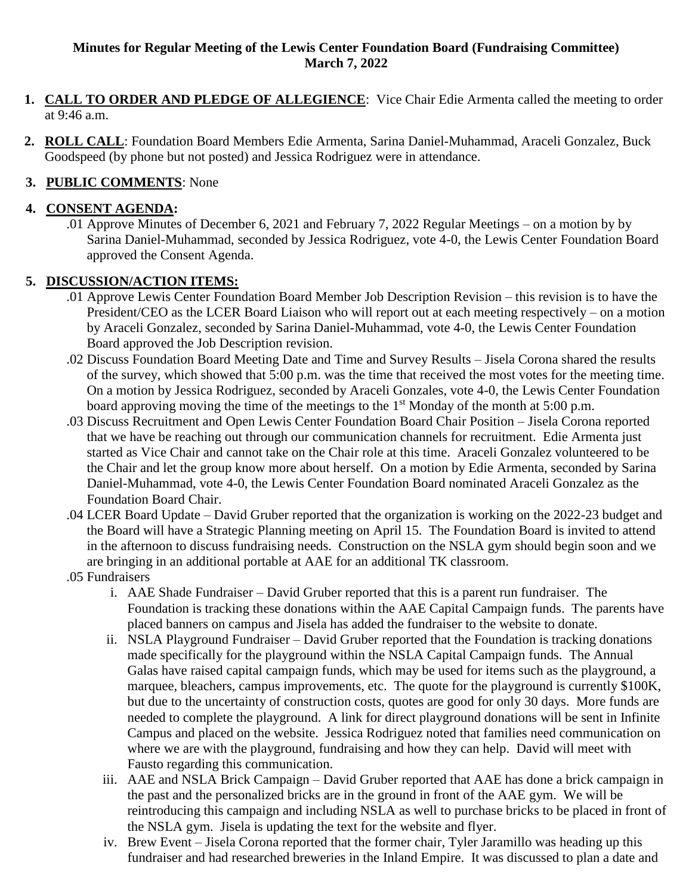**Minutes for Regular Meeting of the Lewis Center Foundation Board (Fundraising Committee)**
**March 7, 2022**

1. **CALL TO ORDER AND PLEDGE OF ALLEGIENCE**: Vice Chair Edie Armenta called the meeting to order at 9:46 a.m.

2. **ROLL CALL**: Foundation Board Members Edie Armenta, Sarina Daniel-Muhammad, Araceli Gonzalez, Buck Goodspeed (by phone but not posted) and Jessica Rodriguez were in attendance.

3. **PUBLIC COMMENTS**: None

4. **CONSENT AGENDA:**
   .01 Approve Minutes of December 6, 2021 and February 7, 2022 Regular Meetings – on a motion by by Sarina Daniel-Muhammad, seconded by Jessica Rodriguez, vote 4-0, the Lewis Center Foundation Board approved the Consent Agenda.

5. **DISCUSSION/ACTION ITEMS:**
   .01 Approve Lewis Center Foundation Board Member Job Description Revision – this revision is to have the President/CEO as the LCER Board Liaison who will report out at each meeting respectively – on a motion by Araceli Gonzalez, seconded by Sarina Daniel-Muhammad, vote 4-0, the Lewis Center Foundation Board approved the Job Description revision.
   .02 Discuss Foundation Board Meeting Date and Time and Survey Results – Jisela Corona shared the results of the survey, which showed that 5:00 p.m. was the time that received the most votes for the meeting time. On a motion by Jessica Rodriguez, seconded by Araceli Gonzales, vote 4-0, the Lewis Center Foundation board approving moving the time of the meetings to the 1st Monday of the month at 5:00 p.m.
   .03 Discuss Recruitment and Open Lewis Center Foundation Board Chair Position – Jisela Corona reported that we have be reaching out through our communication channels for recruitment. Edie Armenta just started as Vice Chair and cannot take on the Chair role at this time. Araceli Gonzalez volunteered to be the Chair and let the group know more about herself. On a motion by Edie Armenta, seconded by Sarina Daniel-Muhammad, vote 4-0, the Lewis Center Foundation Board nominated Araceli Gonzalez as the Foundation Board Chair.
   .04 LCER Board Update – David Gruber reported that the organization is working on the 2022-23 budget and the Board will have a Strategic Planning meeting on April 15. The Foundation Board is invited to attend in the afternoon to discuss fundraising needs. Construction on the NSLA gym should begin soon and we are bringing in an additional portable at AAE for an additional TK classroom.
   .05 Fundraisers
      i. AAE Shade Fundraiser – David Gruber reported that this is a parent run fundraiser. The Foundation is tracking these donations within the AAE Capital Campaign funds. The parents have placed banners on campus and Jisela has added the fundraiser to the website to donate.
      ii. NSLA Playground Fundraiser – David Gruber reported that the Foundation is tracking donations made specifically for the playground within the NSLA Capital Campaign funds. The Annual Galas have raised capital campaign funds, which may be used for items such as the playground, a marquee, bleachers, campus improvements, etc. The quote for the playground is currently $100K, but due to the uncertainty of construction costs, quotes are good for only 30 days. More funds are needed to complete the playground. A link for direct playground donations will be sent in Infinite Campus and placed on the website. Jessica Rodriguez noted that families need communication on where we are with the playground, fundraising and how they can help. David will meet with Fausto regarding this communication.
      iii. AAE and NSLA Brick Campaign – David Gruber reported that AAE has done a brick campaign in the past and the personalized bricks are in the ground in front of the AAE gym. We will be reintroducing this campaign and including NSLA as well to purchase bricks to be placed in front of the NSLA gym. Jisela is updating the text for the website and flyer.
      iv. Brew Event – Jisela Corona reported that the former chair, Tyler Jaramillo was heading up this fundraiser and had researched breweries in the Inland Empire. It was discussed to plan a date and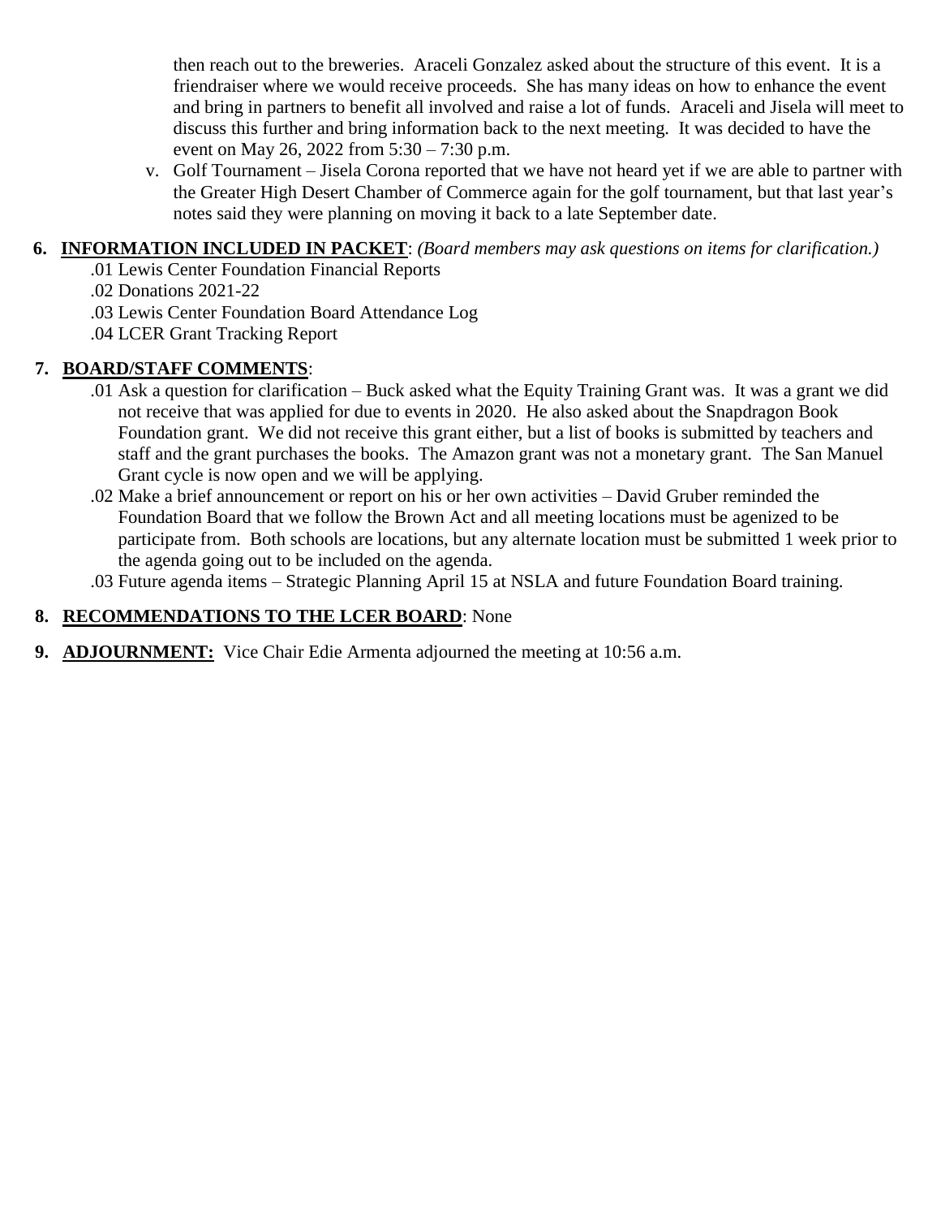then reach out to the breweries. Araceli Gonzalez asked about the structure of this event. It is a friendraiser where we would receive proceeds. She has many ideas on how to enhance the event and bring in partners to benefit all involved and raise a lot of funds. Araceli and Jisela will meet to discuss this further and bring information back to the next meeting. It was decided to have the event on May 26, 2022 from 5:30 – 7:30 p.m.

v. Golf Tournament – Jisela Corona reported that we have not heard yet if we are able to partner with the Greater High Desert Chamber of Commerce again for the golf tournament, but that last year's notes said they were planning on moving it back to a late September date.

**6. INFORMATION INCLUDED IN PACKET**: *(Board members may ask questions on items for clarification.)*

.01 Lewis Center Foundation Financial Reports
.02 Donations 2021-22
.03 Lewis Center Foundation Board Attendance Log
.04 LCER Grant Tracking Report

**7. BOARD/STAFF COMMENTS**:

.01 Ask a question for clarification – Buck asked what the Equity Training Grant was. It was a grant we did not receive that was applied for due to events in 2020. He also asked about the Snapdragon Book Foundation grant. We did not receive this grant either, but a list of books is submitted by teachers and staff and the grant purchases the books. The Amazon grant was not a monetary grant. The San Manuel Grant cycle is now open and we will be applying.

.02 Make a brief announcement or report on his or her own activities – David Gruber reminded the Foundation Board that we follow the Brown Act and all meeting locations must be agenized to be participate from. Both schools are locations, but any alternate location must be submitted 1 week prior to the agenda going out to be included on the agenda.

.03 Future agenda items – Strategic Planning April 15 at NSLA and future Foundation Board training.

**8. RECOMMENDATIONS TO THE LCER BOARD**: None

**9. ADJOURNMENT:** Vice Chair Edie Armenta adjourned the meeting at 10:56 a.m.